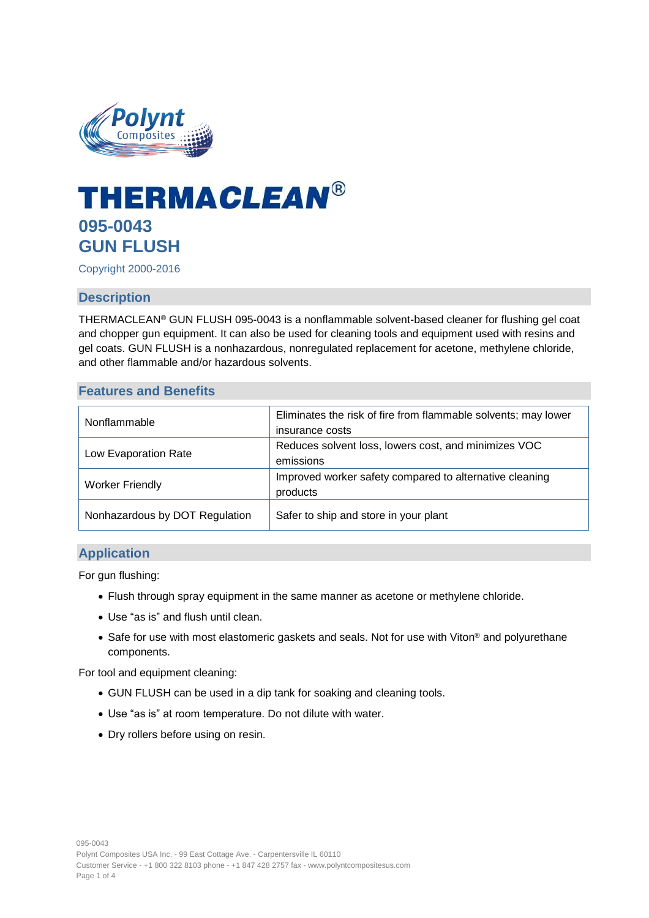# THERMACLEAN®

## 095-0043
## GUN FLUSH

Copyright 2000-2016

## Description

THERMACLEAN® GUN FLUSH 095-0043 is a nonflammable solvent-based cleaner for flushing gel coat and chopper gun equipment. It can also be used for cleaning tools and equipment used with resins and gel coats. GUN FLUSH is a nonhazardous, nonregulated replacement for acetone, methylene chloride, and other flammable and/or hazardous solvents.

## Features and Benefits

| Feature | Benefit |
|---|---|
| Nonflammable | Eliminates the risk of fire from flammable solvents; may lower insurance costs |
| Low Evaporation Rate | Reduces solvent loss, lowers cost, and minimizes VOC emissions |
| Worker Friendly | Improved worker safety compared to alternative cleaning products |
| Nonhazardous by DOT Regulation | Safer to ship and store in your plant |

## Application

For gun flushing:

- Flush through spray equipment in the same manner as acetone or methylene chloride.
- Use "as is" and flush until clean.
- Safe for use with most elastomeric gaskets and seals. Not for use with Viton® and polyurethane components.

For tool and equipment cleaning:

- GUN FLUSH can be used in a dip tank for soaking and cleaning tools.
- Use "as is" at room temperature. Do not dilute with water.
- Dry rollers before using on resin.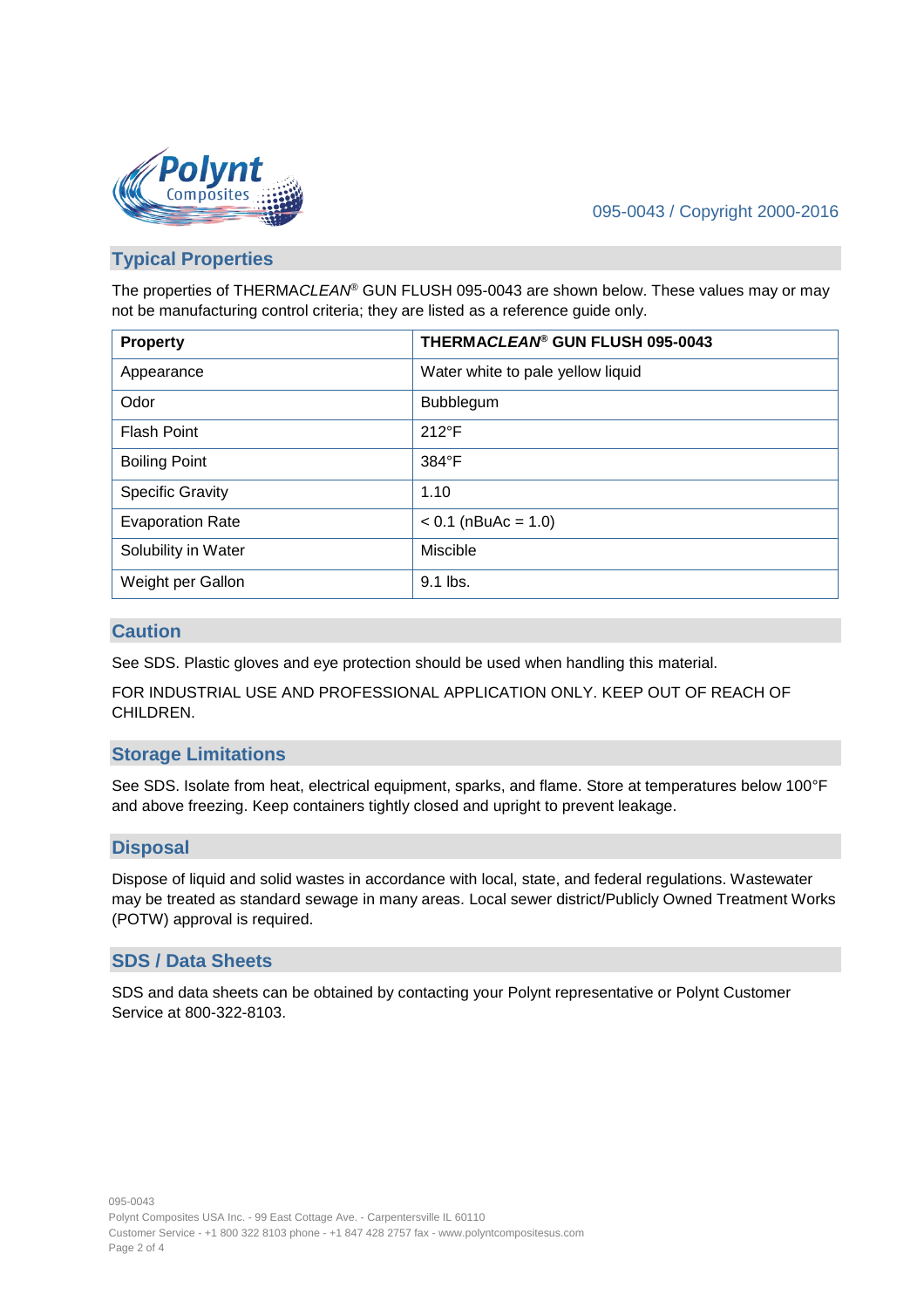## Typical Properties

The properties of THERMA*CLEAN*® GUN FLUSH 095-0043 are shown below. These values may or may not be manufacturing control criteria; they are listed as a reference guide only.

| Property | THERMA*CLEAN*® GUN FLUSH 095-0043 |
|---|---|
| Appearance | Water white to pale yellow liquid |
| Odor | Bubblegum |
| Flash Point | 212°F |
| Boiling Point | 384°F |
| Specific Gravity | 1.10 |
| Evaporation Rate | < 0.1 (nBuAc = 1.0) |
| Solubility in Water | Miscible |
| Weight per Gallon | 9.1 lbs. |

## Caution

See SDS. Plastic gloves and eye protection should be used when handling this material.

FOR INDUSTRIAL USE AND PROFESSIONAL APPLICATION ONLY. KEEP OUT OF REACH OF CHILDREN.

## Storage Limitations

See SDS. Isolate from heat, electrical equipment, sparks, and flame. Store at temperatures below 100°F and above freezing. Keep containers tightly closed and upright to prevent leakage.

## Disposal

Dispose of liquid and solid wastes in accordance with local, state, and federal regulations. Wastewater may be treated as standard sewage in many areas. Local sewer district/Publicly Owned Treatment Works (POTW) approval is required.

## SDS / Data Sheets

SDS and data sheets can be obtained by contacting your Polynt representative or Polynt Customer Service at 800-322-8103.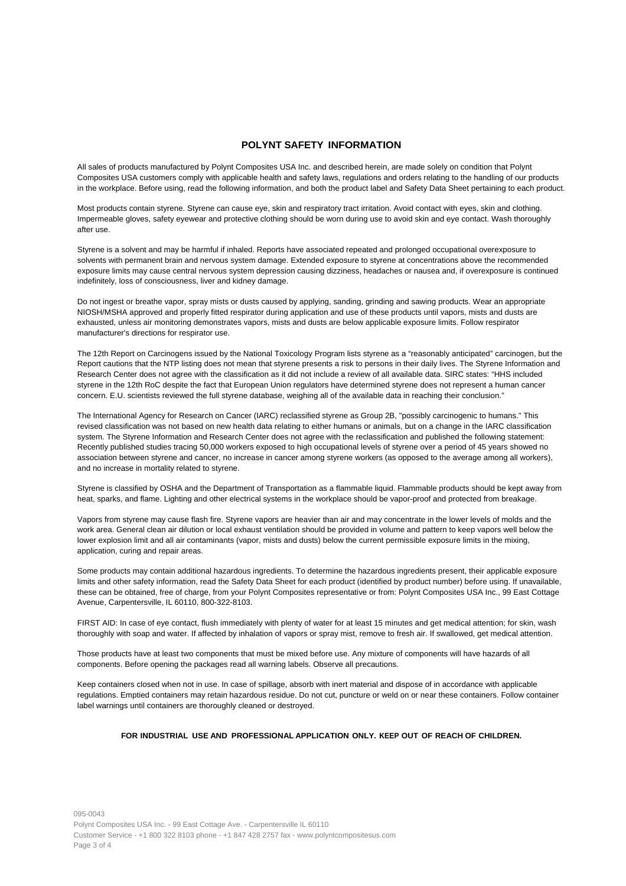## POLYNT SAFETY INFORMATION

All sales of products manufactured by Polynt Composites USA Inc. and described herein, are made solely on condition that Polynt Composites USA customers comply with applicable health and safety laws, regulations and orders relating to the handling of our products in the workplace. Before using, read the following information, and both the product label and Safety Data Sheet pertaining to each product.

Most products contain styrene. Styrene can cause eye, skin and respiratory tract irritation. Avoid contact with eyes, skin and clothing. Impermeable gloves, safety eyewear and protective clothing should be worn during use to avoid skin and eye contact. Wash thoroughly after use.

Styrene is a solvent and may be harmful if inhaled. Reports have associated repeated and prolonged occupational overexposure to solvents with permanent brain and nervous system damage. Extended exposure to styrene at concentrations above the recommended exposure limits may cause central nervous system depression causing dizziness, headaches or nausea and, if overexposure is continued indefinitely, loss of consciousness, liver and kidney damage.

Do not ingest or breathe vapor, spray mists or dusts caused by applying, sanding, grinding and sawing products. Wear an appropriate NIOSH/MSHA approved and properly fitted respirator during application and use of these products until vapors, mists and dusts are exhausted, unless air monitoring demonstrates vapors, mists and dusts are below applicable exposure limits. Follow respirator manufacturer's directions for respirator use.

The 12th Report on Carcinogens issued by the National Toxicology Program lists styrene as a "reasonably anticipated" carcinogen, but the Report cautions that the NTP listing does not mean that styrene presents a risk to persons in their daily lives. The Styrene Information and Research Center does not agree with the classification as it did not include a review of all available data. SIRC states: "HHS included styrene in the 12th RoC despite the fact that European Union regulators have determined styrene does not represent a human cancer concern. E.U. scientists reviewed the full styrene database, weighing all of the available data in reaching their conclusion."

The International Agency for Research on Cancer (IARC) reclassified styrene as Group 2B, "possibly carcinogenic to humans." This revised classification was not based on new health data relating to either humans or animals, but on a change in the IARC classification system. The Styrene Information and Research Center does not agree with the reclassification and published the following statement: Recently published studies tracing 50,000 workers exposed to high occupational levels of styrene over a period of 45 years showed no association between styrene and cancer, no increase in cancer among styrene workers (as opposed to the average among all workers), and no increase in mortality related to styrene.

Styrene is classified by OSHA and the Department of Transportation as a flammable liquid. Flammable products should be kept away from heat, sparks, and flame. Lighting and other electrical systems in the workplace should be vapor-proof and protected from breakage.

Vapors from styrene may cause flash fire. Styrene vapors are heavier than air and may concentrate in the lower levels of molds and the work area. General clean air dilution or local exhaust ventilation should be provided in volume and pattern to keep vapors well below the lower explosion limit and all air contaminants (vapor, mists and dusts) below the current permissible exposure limits in the mixing, application, curing and repair areas.

Some products may contain additional hazardous ingredients. To determine the hazardous ingredients present, their applicable exposure limits and other safety information, read the Safety Data Sheet for each product (identified by product number) before using. If unavailable, these can be obtained, free of charge, from your Polynt Composites representative or from: Polynt Composites USA Inc., 99 East Cottage Avenue, Carpentersville, IL 60110, 800-322-8103.

FIRST AID: In case of eye contact, flush immediately with plenty of water for at least 15 minutes and get medical attention; for skin, wash thoroughly with soap and water. If affected by inhalation of vapors or spray mist, remove to fresh air. If swallowed, get medical attention.

Those products have at least two components that must be mixed before use. Any mixture of components will have hazards of all components. Before opening the packages read all warning labels. Observe all precautions.

Keep containers closed when not in use. In case of spillage, absorb with inert material and dispose of in accordance with applicable regulations. Emptied containers may retain hazardous residue. Do not cut, puncture or weld on or near these containers. Follow container label warnings until containers are thoroughly cleaned or destroyed.

**FOR INDUSTRIAL USE AND PROFESSIONAL APPLICATION ONLY. KEEP OUT OF REACH OF CHILDREN.**

095-0043
Polynt Composites USA Inc. - 99 East Cottage Ave. - Carpentersville IL 60110
Customer Service - +1 800 322 8103 phone - +1 847 428 2757 fax - www.polyntcompositesus.com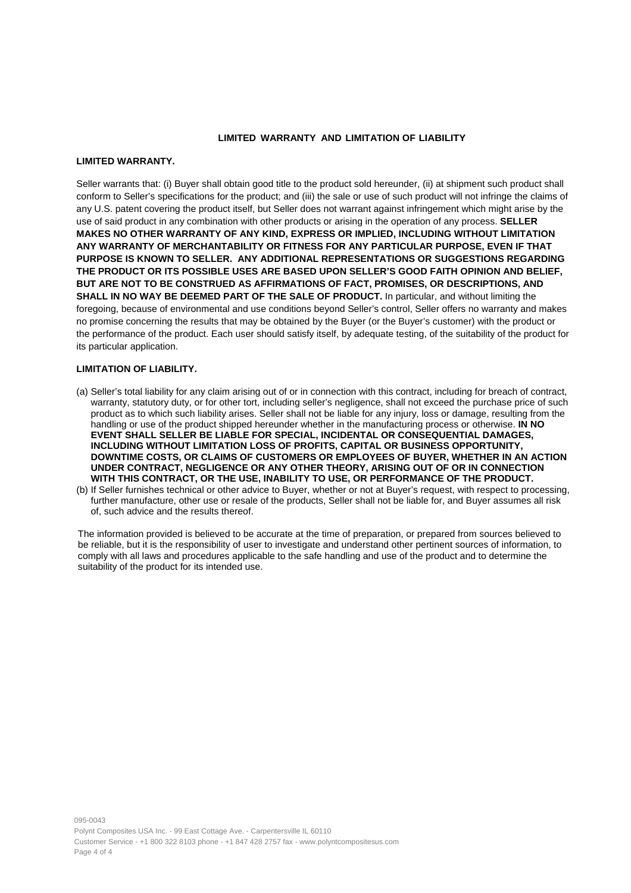## LIMITED WARRANTY AND LIMITATION OF LIABILITY

### LIMITED WARRANTY.

Seller warrants that: (i) Buyer shall obtain good title to the product sold hereunder, (ii) at shipment such product shall conform to Seller's specifications for the product; and (iii) the sale or use of such product will not infringe the claims of any U.S. patent covering the product itself, but Seller does not warrant against infringement which might arise by the use of said product in any combination with other products or arising in the operation of any process. **SELLER MAKES NO OTHER WARRANTY OF ANY KIND, EXPRESS OR IMPLIED, INCLUDING WITHOUT LIMITATION ANY WARRANTY OF MERCHANTABILITY OR FITNESS FOR ANY PARTICULAR PURPOSE, EVEN IF THAT PURPOSE IS KNOWN TO SELLER. ANY ADDITIONAL REPRESENTATIONS OR SUGGESTIONS REGARDING THE PRODUCT OR ITS POSSIBLE USES ARE BASED UPON SELLER'S GOOD FAITH OPINION AND BELIEF, BUT ARE NOT TO BE CONSTRUED AS AFFIRMATIONS OF FACT, PROMISES, OR DESCRIPTIONS, AND SHALL IN NO WAY BE DEEMED PART OF THE SALE OF PRODUCT.** In particular, and without limiting the foregoing, because of environmental and use conditions beyond Seller's control, Seller offers no warranty and makes no promise concerning the results that may be obtained by the Buyer (or the Buyer's customer) with the product or the performance of the product. Each user should satisfy itself, by adequate testing, of the suitability of the product for its particular application.

### LIMITATION OF LIABILITY.

(a) Seller's total liability for any claim arising out of or in connection with this contract, including for breach of contract, warranty, statutory duty, or for other tort, including seller's negligence, shall not exceed the purchase price of such product as to which such liability arises. Seller shall not be liable for any injury, loss or damage, resulting from the handling or use of the product shipped hereunder whether in the manufacturing process or otherwise. **IN NO EVENT SHALL SELLER BE LIABLE FOR SPECIAL, INCIDENTAL OR CONSEQUENTIAL DAMAGES, INCLUDING WITHOUT LIMITATION LOSS OF PROFITS, CAPITAL OR BUSINESS OPPORTUNITY, DOWNTIME COSTS, OR CLAIMS OF CUSTOMERS OR EMPLOYEES OF BUYER, WHETHER IN AN ACTION UNDER CONTRACT, NEGLIGENCE OR ANY OTHER THEORY, ARISING OUT OF OR IN CONNECTION WITH THIS CONTRACT, OR THE USE, INABILITY TO USE, OR PERFORMANCE OF THE PRODUCT.**

(b) If Seller furnishes technical or other advice to Buyer, whether or not at Buyer's request, with respect to processing, further manufacture, other use or resale of the products, Seller shall not be liable for, and Buyer assumes all risk of, such advice and the results thereof.

The information provided is believed to be accurate at the time of preparation, or prepared from sources believed to be reliable, but it is the responsibility of user to investigate and understand other pertinent sources of information, to comply with all laws and procedures applicable to the safe handling and use of the product and to determine the suitability of the product for its intended use.

095-0043
Polynt Composites USA Inc. - 99 East Cottage Ave. - Carpentersville IL 60110
Customer Service - +1 800 322 8103 phone - +1 847 428 2757 fax - www.polyntcompositesus.com